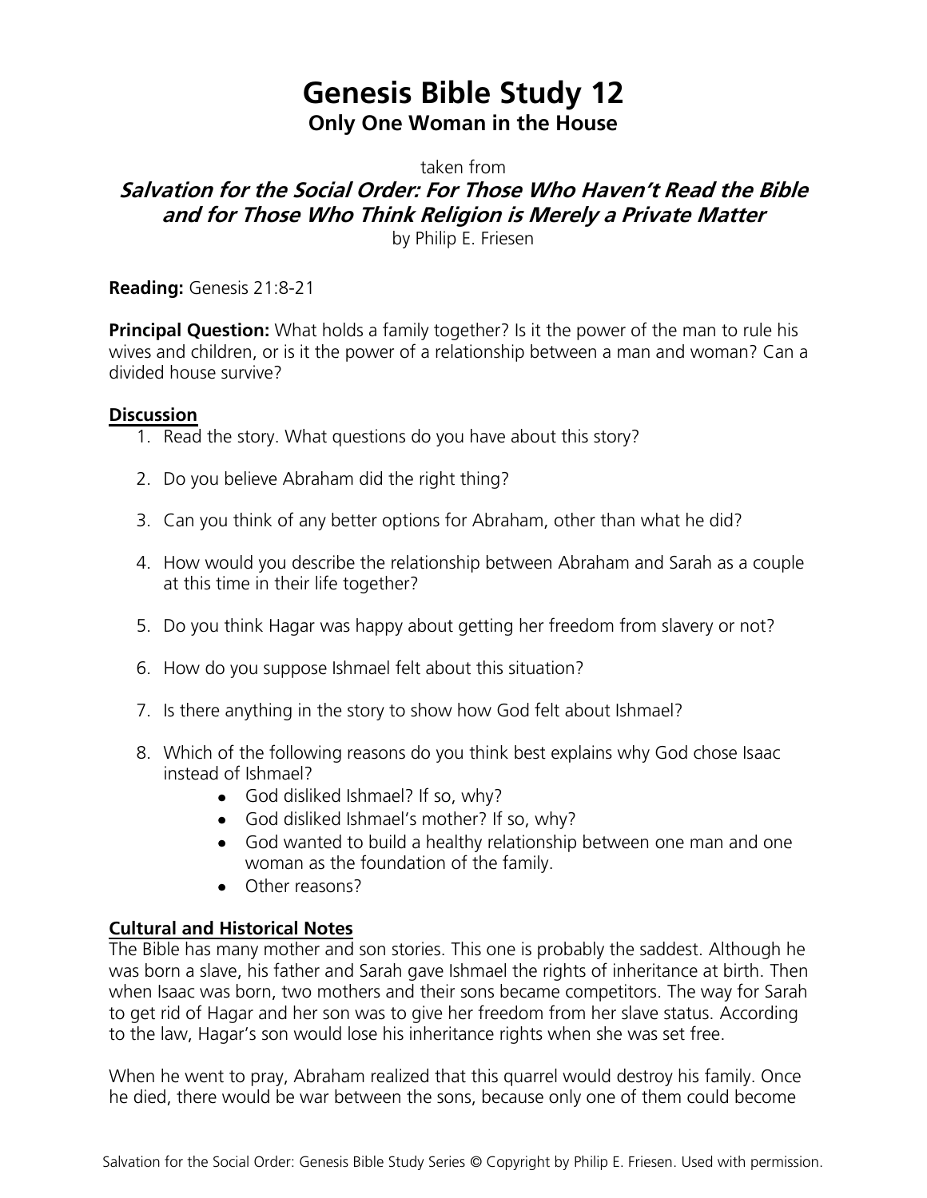# Genesis Bible Study 12

## Only One Woman in the House

taken from

***Salvation for the Social Order: For Those Who Haven't Read the Bible and for Those Who Think Religion is Merely a Private Matter***

by Philip E. Friesen

**Reading:** Genesis 21:8-21

**Principal Question:** What holds a family together? Is it the power of the man to rule his wives and children, or is it the power of a relationship between a man and woman? Can a divided house survive?

**Discussion**

1. Read the story. What questions do you have about this story?
2. Do you believe Abraham did the right thing?
3. Can you think of any better options for Abraham, other than what he did?
4. How would you describe the relationship between Abraham and Sarah as a couple at this time in their life together?
5. Do you think Hagar was happy about getting her freedom from slavery or not?
6. How do you suppose Ishmael felt about this situation?
7. Is there anything in the story to show how God felt about Ishmael?
8. Which of the following reasons do you think best explains why God chose Isaac instead of Ishmael?
   - God disliked Ishmael? If so, why?
   - God disliked Ishmael's mother? If so, why?
   - God wanted to build a healthy relationship between one man and one woman as the foundation of the family.
   - Other reasons?

**Cultural and Historical Notes**

The Bible has many mother and son stories. This one is probably the saddest. Although he was born a slave, his father and Sarah gave Ishmael the rights of inheritance at birth. Then when Isaac was born, two mothers and their sons became competitors. The way for Sarah to get rid of Hagar and her son was to give her freedom from her slave status. According to the law, Hagar's son would lose his inheritance rights when she was set free.

When he went to pray, Abraham realized that this quarrel would destroy his family. Once he died, there would be war between the sons, because only one of them could become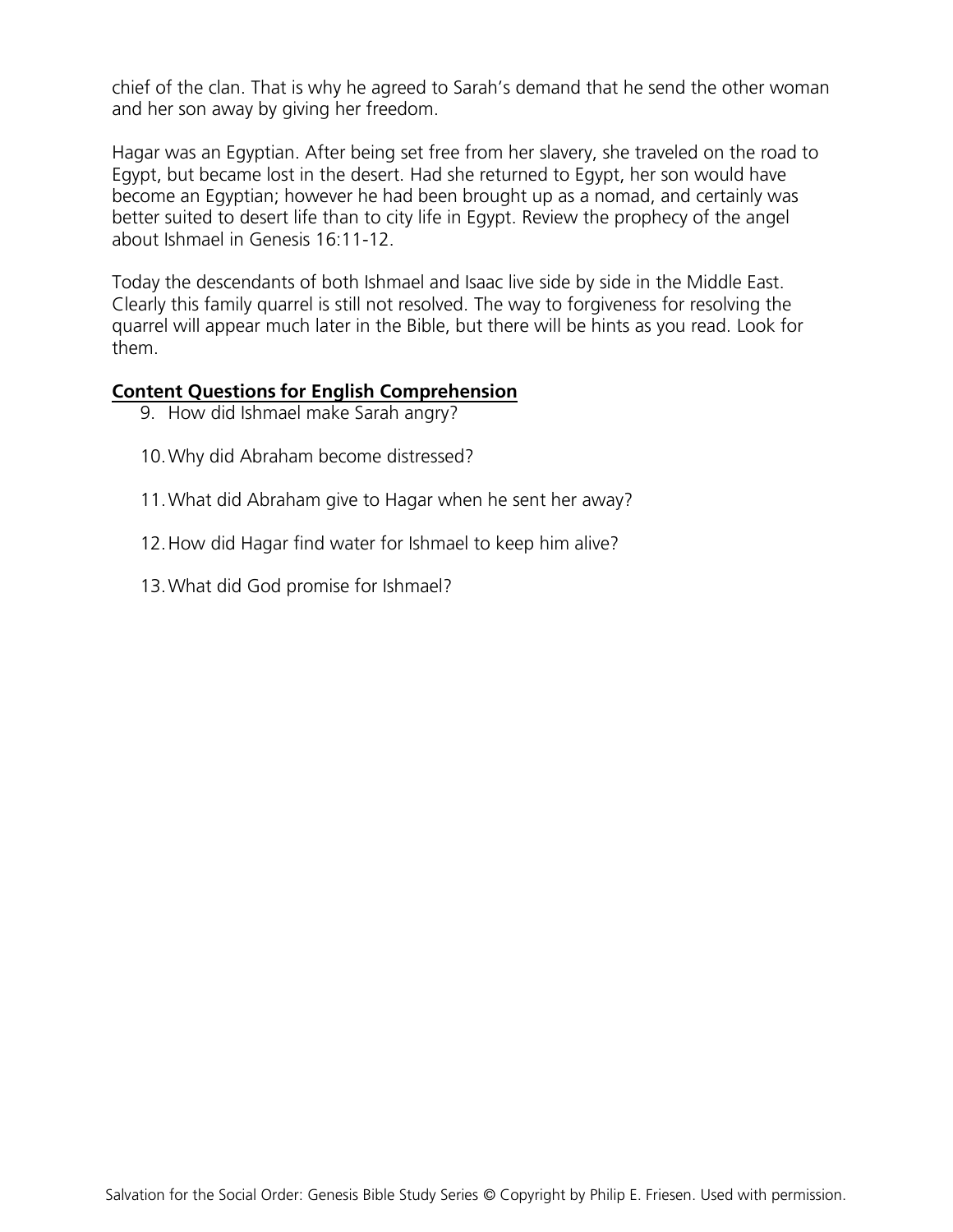chief of the clan. That is why he agreed to Sarah's demand that he send the other woman and her son away by giving her freedom.

Hagar was an Egyptian. After being set free from her slavery, she traveled on the road to Egypt, but became lost in the desert. Had she returned to Egypt, her son would have become an Egyptian; however he had been brought up as a nomad, and certainly was better suited to desert life than to city life in Egypt. Review the prophecy of the angel about Ishmael in Genesis 16:11-12.

Today the descendants of both Ishmael and Isaac live side by side in the Middle East. Clearly this family quarrel is still not resolved. The way to forgiveness for resolving the quarrel will appear much later in the Bible, but there will be hints as you read. Look for them.

**Content Questions for English Comprehension**

9. How did Ishmael make Sarah angry?

10. Why did Abraham become distressed?

11. What did Abraham give to Hagar when he sent her away?

12. How did Hagar find water for Ishmael to keep him alive?

13. What did God promise for Ishmael?

Salvation for the Social Order: Genesis Bible Study Series © Copyright by Philip E. Friesen. Used with permission.